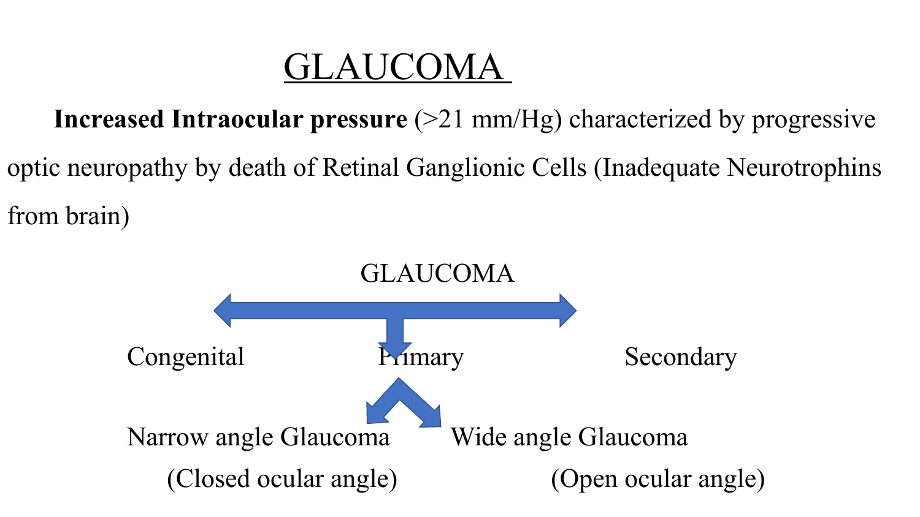# GLAUCOMA

**Increased Intraocular pressure** (>21 mm/Hg) characterized by progressive optic neuropathy by death of Retinal Ganglionic Cells (Inadequate Neurotrophins from brain)

GLAUCOMA

- Congenital
- Primary
  - Narrow angle Glaucoma (Closed ocular angle)
  - Wide angle Glaucoma (Open ocular angle)
- Secondary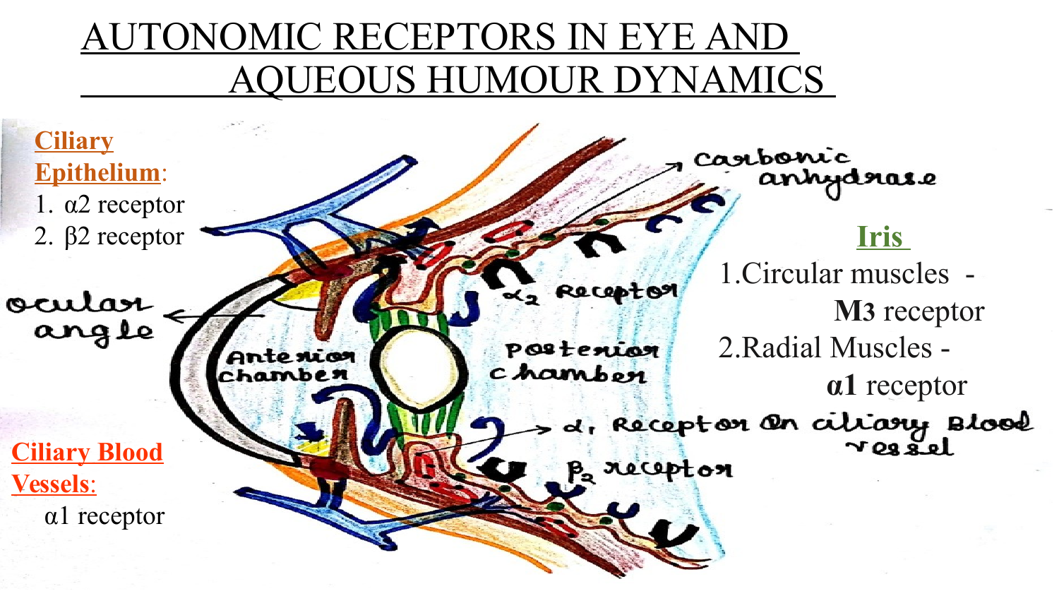# AUTONOMIC RECEPTORS IN EYE AND AQUEOUS HUMOUR DYNAMICS

**Ciliary Epithelium**:

1. α2 receptor
2. β2 receptor

**Iris**

1. Circular muscles - **M3** receptor
2. Radial Muscles - **α1** receptor

**Ciliary Blood Vessels**:

α1 receptor

ocular angle

Anterior chamber

Posterior chamber

carbonic anhydrase

$\alpha_2$ Receptor

$\alpha_1$ Receptor on ciliary Blood vessel

$\beta_2$ receptor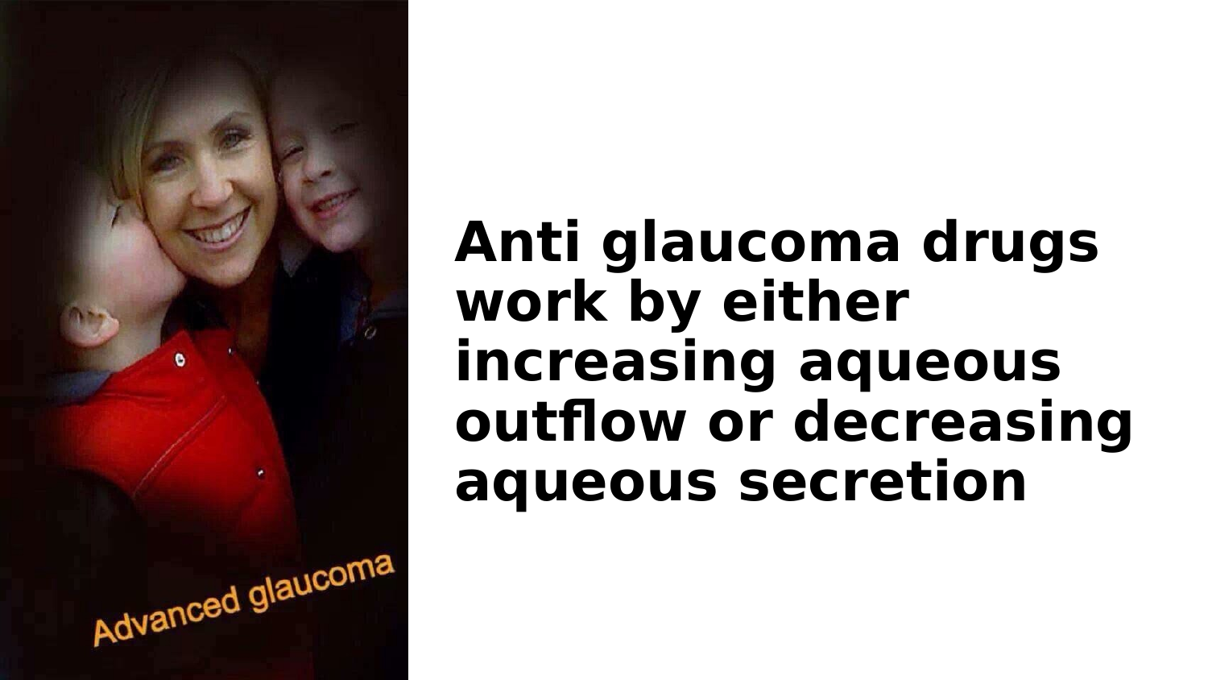Advanced glaucoma

**Anti glaucoma drugs work by either increasing aqueous outflow or decreasing aqueous secretion**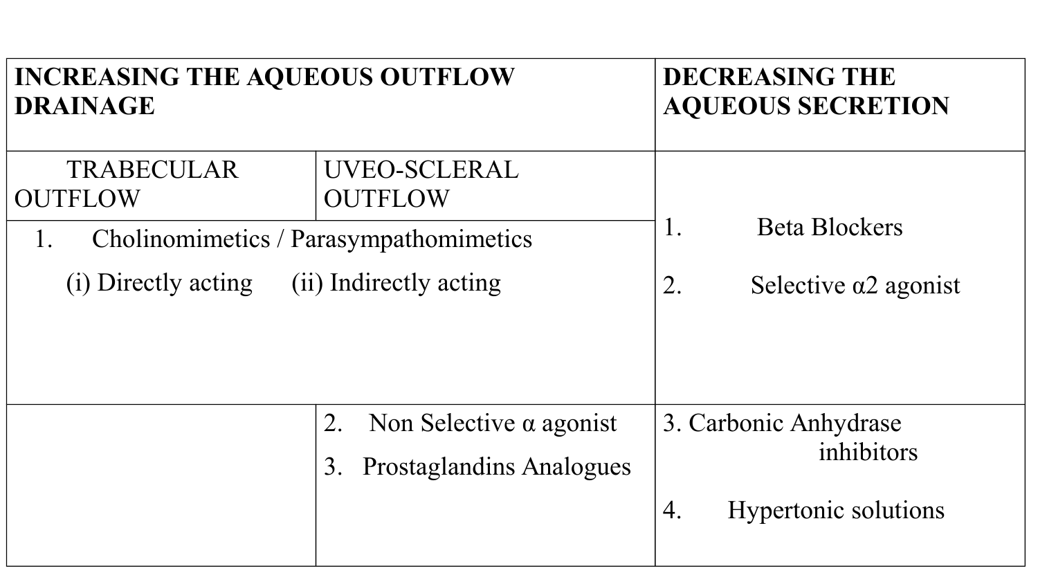| INCREASING THE AQUEOUS OUTFLOW DRAINAGE | | DECREASING THE AQUEOUS SECRETION |
|---|---|---|
| TRABECULAR OUTFLOW | UVEO-SCLERAL OUTFLOW | |
| 1. Cholinomimetics / Parasympathomimetics<br>(i) Directly acting (ii) Indirectly acting | | 1. Beta Blockers<br>2. Selective α2 agonist |
| | 2. Non Selective α agonist<br>3. Prostaglandins Analogues | 3. Carbonic Anhydrase inhibitors<br>4. Hypertonic solutions |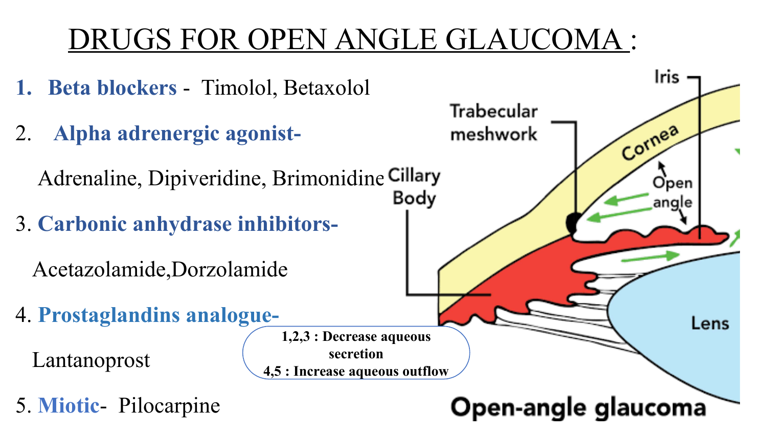# DRUGS FOR OPEN ANGLE GLAUCOMA :

1. **Beta blockers** - Timolol, Betaxolol
2. **Alpha adrenergic agonist-**

   Adrenaline, Dipiveridine, Brimonidine
3. **Carbonic anhydrase inhibitors-**

   Acetazolamide,Dorzolamide
4. **Prostaglandins analogue-**

   Lantanoprost
5. **Miotic**- Pilocarpine

**1,2,3 : Decrease aqueous secretion**

**4,5 : Increase aqueous outflow**

Iris

Trabecular meshwork

Cornea

Open angle

Cillary Body

Lens

**Open-angle glaucoma**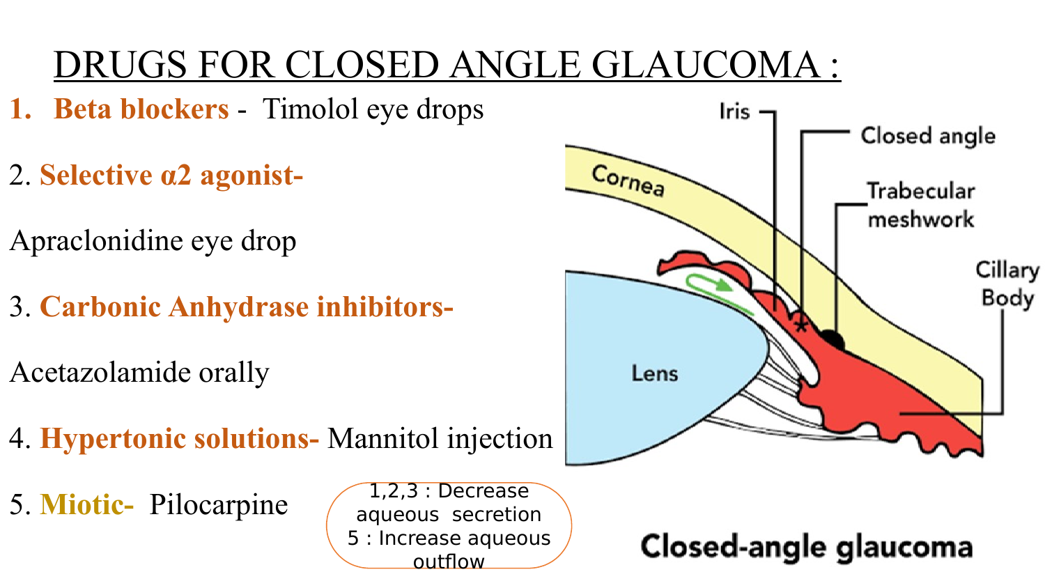# DRUGS FOR CLOSED ANGLE GLAUCOMA :

1. **Beta blockers** - Timolol eye drops

2. **Selective α2 agonist-**

Apraclonidine eye drop

3. **Carbonic Anhydrase inhibitors-**

Acetazolamide orally

4. **Hypertonic solutions-** Mannitol injection

5. **Miotic-** Pilocarpine

1,2,3 : Decrease aqueous secretion
5 : Increase aqueous outflow

Iris
Closed angle
Trabecular meshwork
Cornea
Cillary Body
Lens

Closed-angle glaucoma